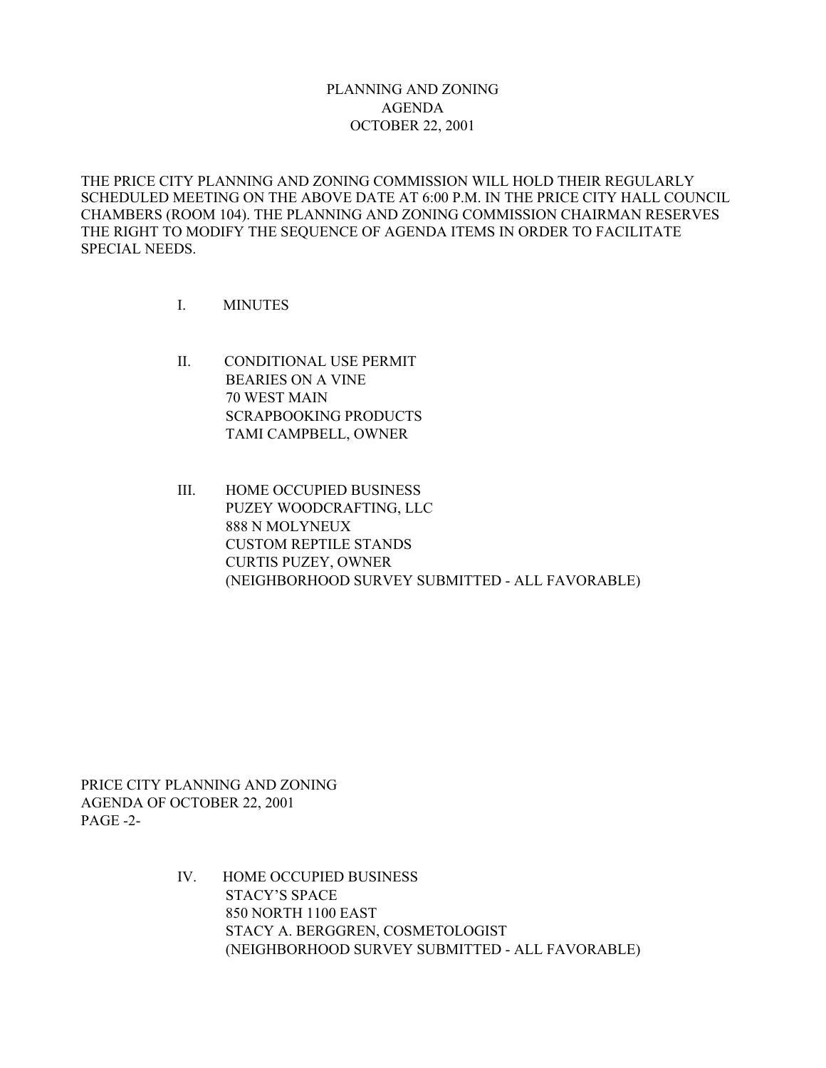# PLANNING AND ZONING
# AGENDA
# OCTOBER 22, 2001

THE PRICE CITY PLANNING AND ZONING COMMISSION WILL HOLD THEIR REGULARLY SCHEDULED MEETING ON THE ABOVE DATE AT 6:00 P.M. IN THE PRICE CITY HALL COUNCIL CHAMBERS (ROOM 104). THE PLANNING AND ZONING COMMISSION CHAIRMAN RESERVES THE RIGHT TO MODIFY THE SEQUENCE OF AGENDA ITEMS IN ORDER TO FACILITATE SPECIAL NEEDS.

I. MINUTES

II. CONDITIONAL USE PERMIT
BEARIES ON A VINE
70 WEST MAIN
SCRAPBOOKING PRODUCTS
TAMI CAMPBELL, OWNER

III. HOME OCCUPIED BUSINESS
PUZEY WOODCRAFTING, LLC
888 N MOLYNEUX
CUSTOM REPTILE STANDS
CURTIS PUZEY, OWNER
(NEIGHBORHOOD SURVEY SUBMITTED - ALL FAVORABLE)

PRICE CITY PLANNING AND ZONING
AGENDA OF OCTOBER 22, 2001
PAGE -2-

IV. HOME OCCUPIED BUSINESS
STACY'S SPACE
850 NORTH 1100 EAST
STACY A. BERGGREN, COSMETOLOGIST
(NEIGHBORHOOD SURVEY SUBMITTED - ALL FAVORABLE)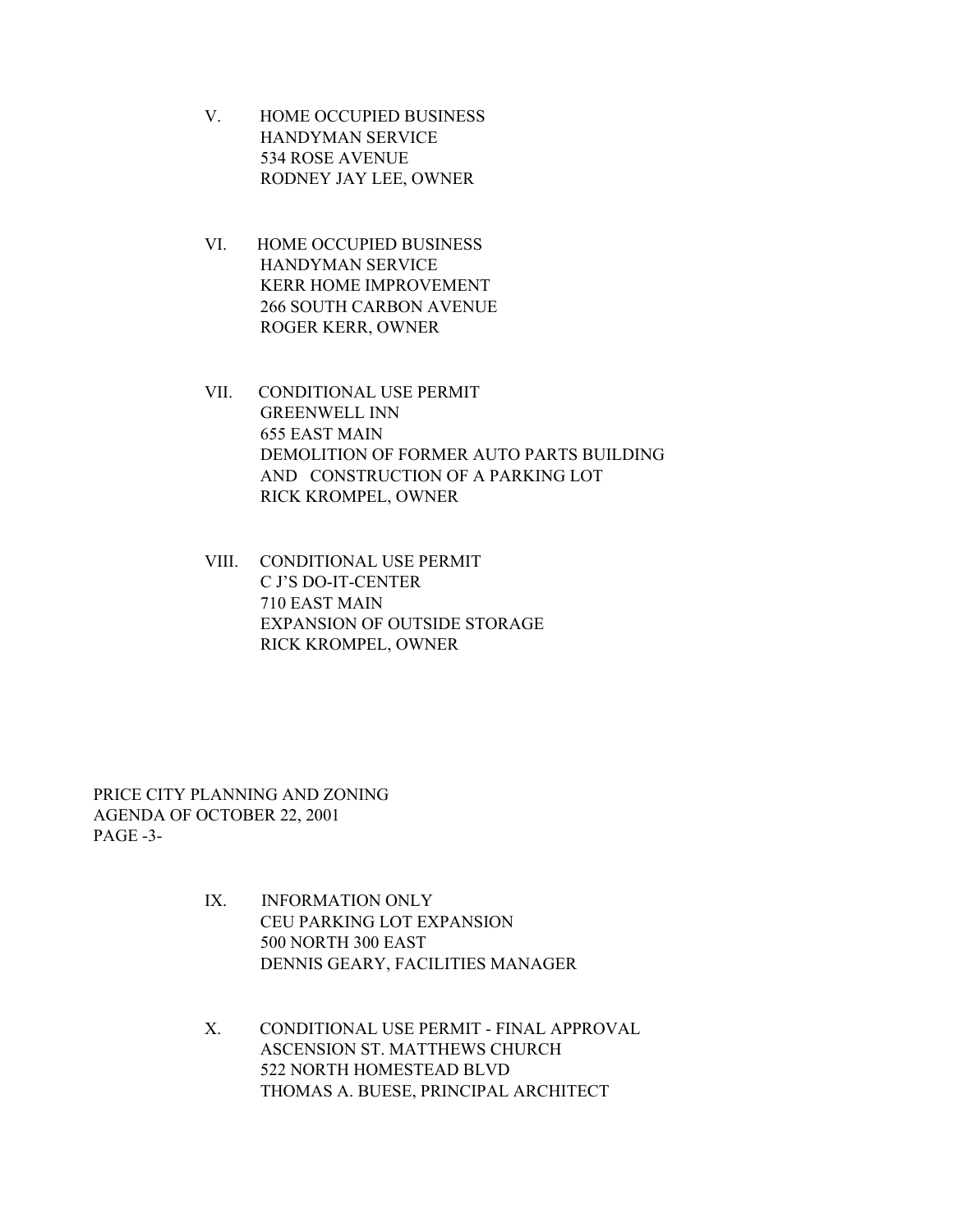V. HOME OCCUPIED BUSINESS
HANDYMAN SERVICE
534 ROSE AVENUE
RODNEY JAY LEE, OWNER

VI. HOME OCCUPIED BUSINESS
HANDYMAN SERVICE
KERR HOME IMPROVEMENT
266 SOUTH CARBON AVENUE
ROGER KERR, OWNER

VII. CONDITIONAL USE PERMIT
GREENWELL INN
655 EAST MAIN
DEMOLITION OF FORMER AUTO PARTS BUILDING
AND CONSTRUCTION OF A PARKING LOT
RICK KROMPEL, OWNER

VIII. CONDITIONAL USE PERMIT
C J'S DO-IT-CENTER
710 EAST MAIN
EXPANSION OF OUTSIDE STORAGE
RICK KROMPEL, OWNER

IX. INFORMATION ONLY
CEU PARKING LOT EXPANSION
500 NORTH 300 EAST
DENNIS GEARY, FACILITIES MANAGER

X. CONDITIONAL USE PERMIT - FINAL APPROVAL
ASCENSION ST. MATTHEWS CHURCH
522 NORTH HOMESTEAD BLVD
THOMAS A. BUESE, PRINCIPAL ARCHITECT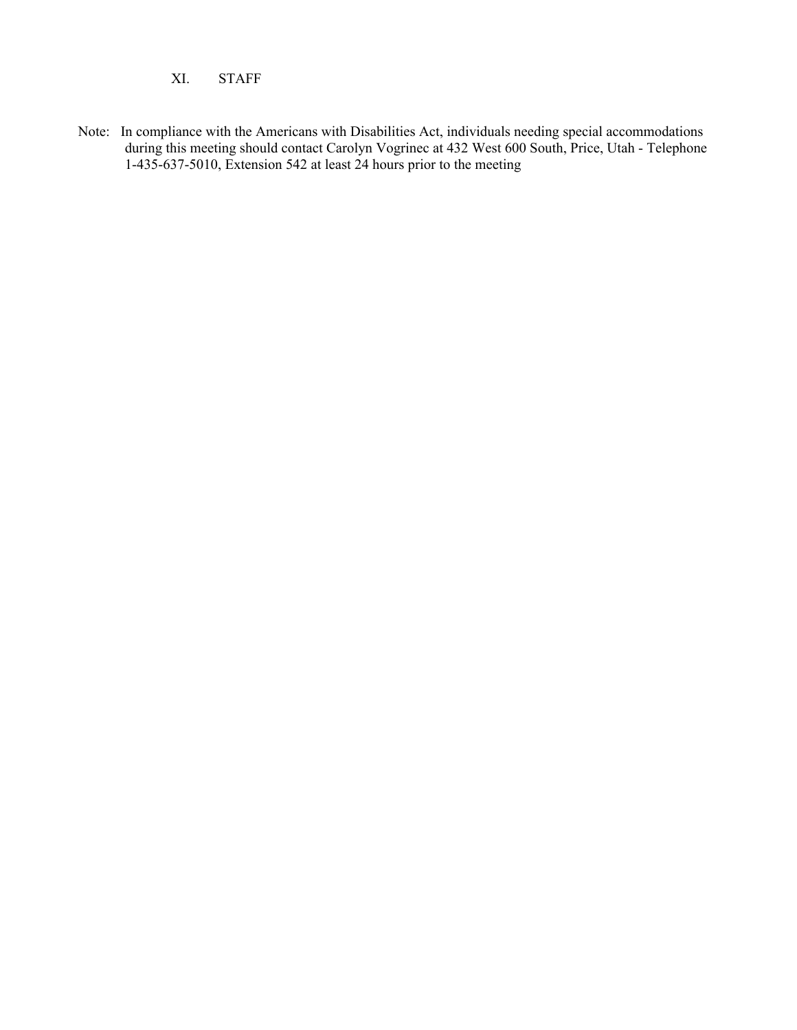XI. STAFF

Note: In compliance with the Americans with Disabilities Act, individuals needing special accommodations during this meeting should contact Carolyn Vogrinec at 432 West 600 South, Price, Utah - Telephone 1-435-637-5010, Extension 542 at least 24 hours prior to the meeting